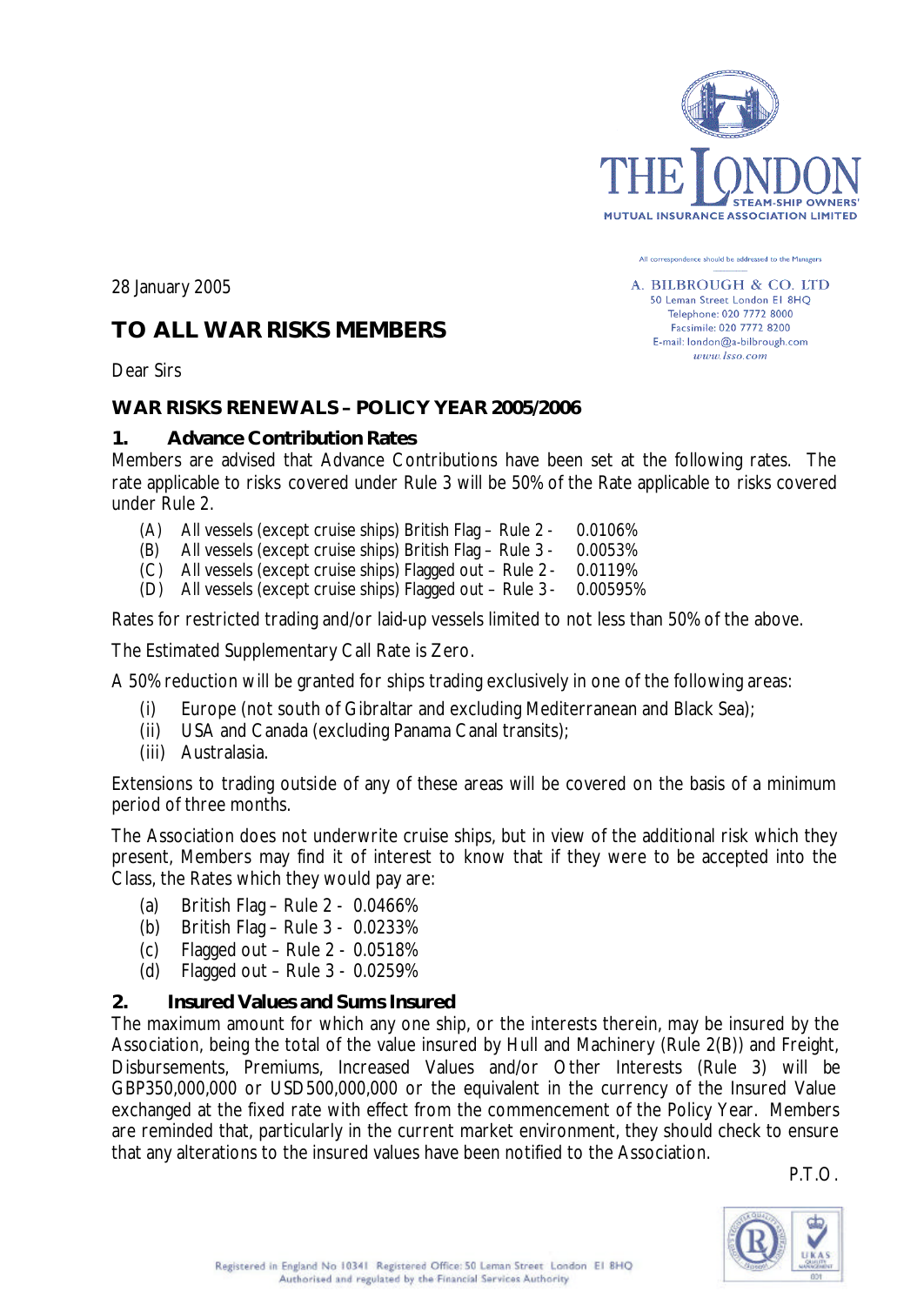THE LONDON STEAM-SHIP OWNERS' MUTUAL INSURANCE ASSOCIATION LIMITED

All correspondence should be addressed to the Managers

A. BILBROUGH & CO. LTD
50 Leman Street London E1 8HQ
Telephone: 020 7772 8000
Facsimile: 020 7772 8200
E-mail: london@a-bilbrough.com
www.lsso.com

28 January 2005

# TO ALL WAR RISKS MEMBERS

Dear Sirs

## WAR RISKS RENEWALS – POLICY YEAR 2005/2006

### 1. Advance Contribution Rates

Members are advised that Advance Contributions have been set at the following rates. The rate applicable to risks covered under Rule 3 will be 50% of the Rate applicable to risks covered under Rule 2.

- (A) All vessels (except cruise ships) British Flag – Rule 2 - 0.0106%
- (B) All vessels (except cruise ships) British Flag – Rule 3 - 0.0053%
- (C) All vessels (except cruise ships) Flagged out – Rule 2 - 0.0119%
- (D) All vessels (except cruise ships) Flagged out – Rule 3 - 0.00595%

Rates for restricted trading and/or laid-up vessels limited to not less than 50% of the above.

The Estimated Supplementary Call Rate is Zero.

A 50% reduction will be granted for ships trading exclusively in one of the following areas:

- (i) Europe (not south of Gibraltar and excluding Mediterranean and Black Sea);
- (ii) USA and Canada (excluding Panama Canal transits);
- (iii) Australasia.

Extensions to trading outside of any of these areas will be covered on the basis of a minimum period of three months.

The Association does not underwrite cruise ships, but in view of the additional risk which they present, Members may find it of interest to know that if they were to be accepted into the Class, the Rates which they would pay are:

- (a) British Flag – Rule 2 - 0.0466%
- (b) British Flag – Rule 3 - 0.0233%
- (c) Flagged out – Rule 2 - 0.0518%
- (d) Flagged out – Rule 3 - 0.0259%

### 2. Insured Values and Sums Insured

The maximum amount for which any one ship, or the interests therein, may be insured by the Association, being the total of the value insured by Hull and Machinery (Rule 2(B)) and Freight, Disbursements, Premiums, Increased Values and/or Other Interests (Rule 3) will be GBP350,000,000 or USD500,000,000 or the equivalent in the currency of the Insured Value exchanged at the fixed rate with effect from the commencement of the Policy Year. Members are reminded that, particularly in the current market environment, they should check to ensure that any alterations to the insured values have been notified to the Association.

P.T.O.

Registered in England No 10341 Registered Office: 50 Leman Street London E1 8HQ
Authorised and regulated by the Financial Services Authority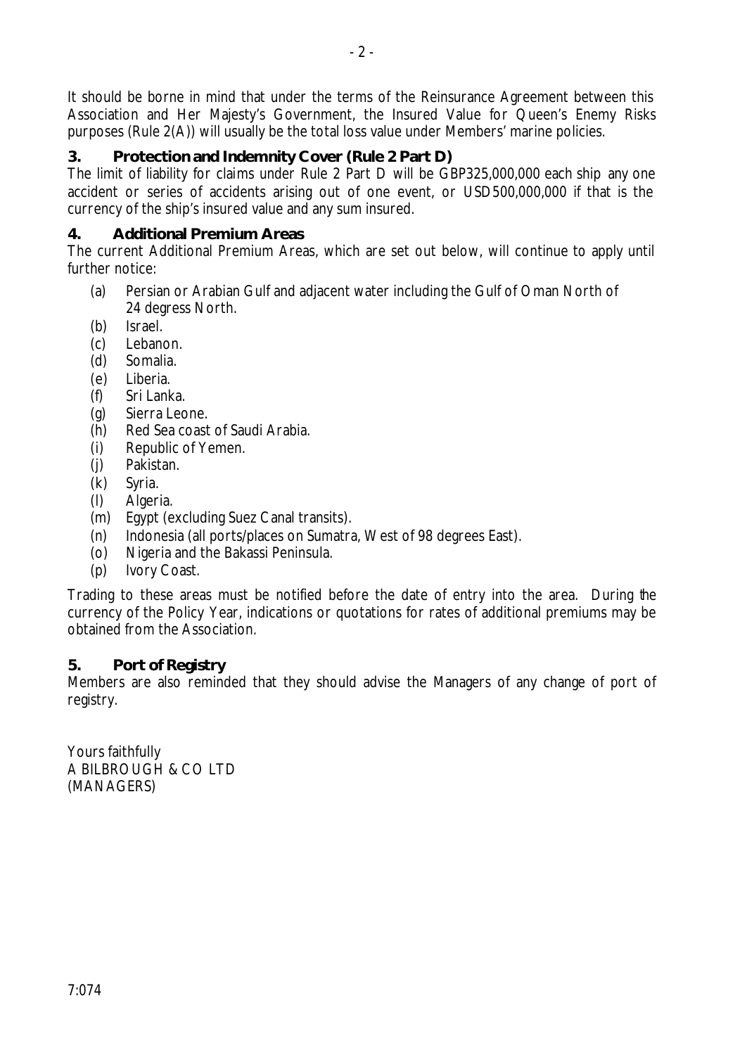It should be borne in mind that under the terms of the Reinsurance Agreement between this Association and Her Majesty's Government, the Insured Value for Queen's Enemy Risks purposes (Rule 2(A)) will usually be the total loss value under Members' marine policies.

## 3. Protection and Indemnity Cover (Rule 2 Part D)

The limit of liability for claims under Rule 2 Part D will be GBP325,000,000 each ship any one accident or series of accidents arising out of one event, or USD500,000,000 if that is the currency of the ship's insured value and any sum insured.

## 4. Additional Premium Areas

The current Additional Premium Areas, which are set out below, will continue to apply until further notice:

- (a) Persian or Arabian Gulf and adjacent water including the Gulf of Oman North of 24 degress North.
- (b) Israel.
- (c) Lebanon.
- (d) Somalia.
- (e) Liberia.
- (f) Sri Lanka.
- (g) Sierra Leone.
- (h) Red Sea coast of Saudi Arabia.
- (i) Republic of Yemen.
- (j) Pakistan.
- (k) Syria.
- (l) Algeria.
- (m) Egypt (excluding Suez Canal transits).
- (n) Indonesia (all ports/places on Sumatra, West of 98 degrees East).
- (o) Nigeria and the Bakassi Peninsula.
- (p) Ivory Coast.

Trading to these areas must be notified before the date of entry into the area. During the currency of the Policy Year, indications or quotations for rates of additional premiums may be obtained from the Association.

## 5. Port of Registry

Members are also reminded that they should advise the Managers of any change of port of registry.

Yours faithfully
A BILBROUGH & CO LTD
(MANAGERS)

7:074